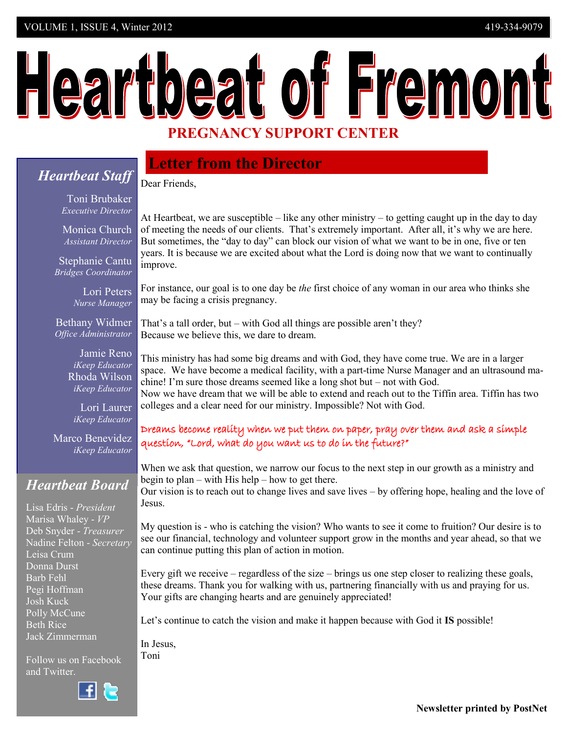VOLUME 1, ISSUE 4, Winter 2012 — 419-334-9079

# Heartbeat of Fremont

**PREGNANCY SUPPORT CENTER**

## *Heartbeat Staff*

Toni Brubaker
*Executive Director*

Monica Church
*Assistant Director*

Stephanie Cantu
*Bridges Coordinator*

Lori Peters
*Nurse Manager*

Bethany Widmer
*Office Administrator*

Jamie Reno
*iKeep Educator*

Rhoda Wilson
*iKeep Educator*

Lori Laurer
*iKeep Educator*

Marco Benevidez
*iKeep Educator*

## *Heartbeat Board*

Lisa Edris - *President*
Marisa Whaley - *VP*
Deb Snyder - *Treasurer*
Nadine Felton - *Secretary*
Leisa Crum
Donna Durst
Barb Fehl
Pegi Hoffman
Josh Kuck
Polly McCune
Beth Rice
Jack Zimmerman

Follow us on Facebook and Twitter.

## Letter from the Director

Dear Friends,

At Heartbeat, we are susceptible – like any other ministry – to getting caught up in the day to day of meeting the needs of our clients. That's extremely important. After all, it's why we are here. But sometimes, the "day to day" can block our vision of what we want to be in one, five or ten years. It is because we are excited about what the Lord is doing now that we want to continually improve.

For instance, our goal is to one day be *the* first choice of any woman in our area who thinks she may be facing a crisis pregnancy.

That's a tall order, but – with God all things are possible aren't they?
Because we believe this, we dare to dream.

This ministry has had some big dreams and with God, they have come true. We are in a larger space. We have become a medical facility, with a part-time Nurse Manager and an ultrasound machine! I'm sure those dreams seemed like a long shot but – not with God.
Now we have dream that we will be able to extend and reach out to the Tiffin area. Tiffin has two colleges and a clear need for our ministry. Impossible? Not with God.

Dreams become reality when we put them on paper, pray over them and ask a simple question, "Lord, what do you want us to do in the future?"

When we ask that question, we narrow our focus to the next step in our growth as a ministry and begin to plan – with His help – how to get there.
Our vision is to reach out to change lives and save lives – by offering hope, healing and the love of Jesus.

My question is - who is catching the vision? Who wants to see it come to fruition? Our desire is to see our financial, technology and volunteer support grow in the months and year ahead, so that we can continue putting this plan of action in motion.

Every gift we receive – regardless of the size – brings us one step closer to realizing these goals, these dreams. Thank you for walking with us, partnering financially with us and praying for us. Your gifts are changing hearts and are genuinely appreciated!

Let's continue to catch the vision and make it happen because with God it **IS** possible!

In Jesus,
Toni

**Newsletter printed by PostNet**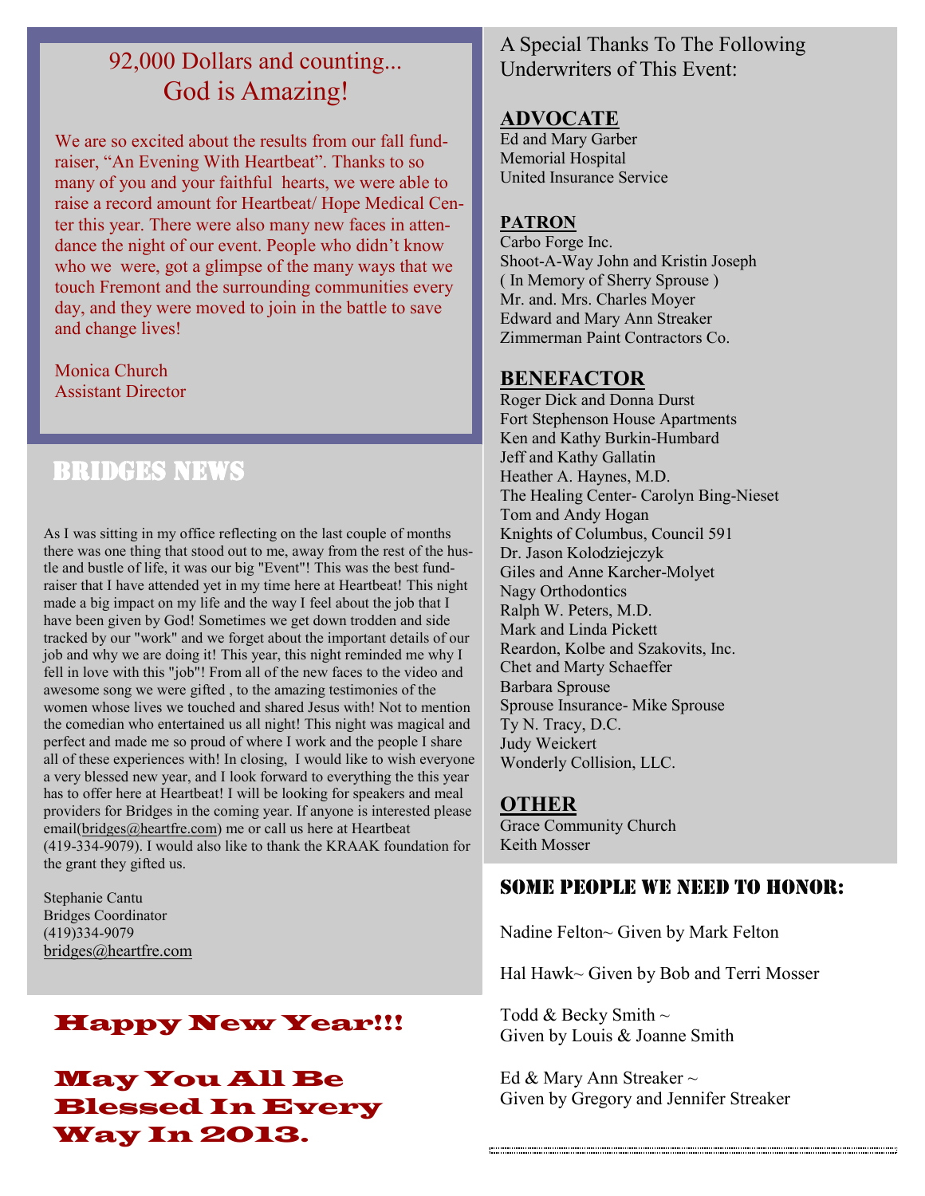## 92,000 Dollars and counting...
## God is Amazing!

We are so excited about the results from our fall fund-raiser, "An Evening With Heartbeat". Thanks to so many of you and your faithful hearts, we were able to raise a record amount for Heartbeat/ Hope Medical Center this year. There were also many new faces in attendance the night of our event. People who didn't know who we were, got a glimpse of the many ways that we touch Fremont and the surrounding communities every day, and they were moved to join in the battle to save and change lives!

Monica Church
Assistant Director

## BRIDGES NEWS

As I was sitting in my office reflecting on the last couple of months there was one thing that stood out to me, away from the rest of the hustle and bustle of life, it was our big "Event"! This was the best fund-raiser that I have attended yet in my time here at Heartbeat! This night made a big impact on my life and the way I feel about the job that I have been given by God! Sometimes we get down trodden and side tracked by our "work" and we forget about the important details of our job and why we are doing it! This year, this night reminded me why I fell in love with this "job"! From all of the new faces to the video and awesome song we were gifted , to the amazing testimonies of the women whose lives we touched and shared Jesus with! Not to mention the comedian who entertained us all night! This night was magical and perfect and made me so proud of where I work and the people I share all of these experiences with! In closing, I would like to wish everyone a very blessed new year, and I look forward to everything the this year has to offer here at Heartbeat! I will be looking for speakers and meal providers for Bridges in the coming year. If anyone is interested please email(bridges@heartfre.com) me or call us here at Heartbeat (419-334-9079). I would also like to thank the KRAAK foundation for the grant they gifted us.

Stephanie Cantu
Bridges Coordinator
(419)334-9079
bridges@heartfre.com

## Happy New Year!!!

## May You All Be Blessed In Every Way In 2013.

A Special Thanks To The Following Underwriters of This Event:

### ADVOCATE

Ed and Mary Garber
Memorial Hospital
United Insurance Service

### PATRON

Carbo Forge Inc.
Shoot-A-Way John and Kristin Joseph
( In Memory of Sherry Sprouse )
Mr. and. Mrs. Charles Moyer
Edward and Mary Ann Streaker
Zimmerman Paint Contractors Co.

### BENEFACTOR

Roger Dick and Donna Durst
Fort Stephenson House Apartments
Ken and Kathy Burkin-Humbard
Jeff and Kathy Gallatin
Heather A. Haynes, M.D.
The Healing Center- Carolyn Bing-Nieset
Tom and Andy Hogan
Knights of Columbus, Council 591
Dr. Jason Kolodziejczyk
Giles and Anne Karcher-Molyet
Nagy Orthodontics
Ralph W. Peters, M.D.
Mark and Linda Pickett
Reardon, Kolbe and Szakovits, Inc.
Chet and Marty Schaeffer
Barbara Sprouse
Sprouse Insurance- Mike Sprouse
Ty N. Tracy, D.C.
Judy Weickert
Wonderly Collision, LLC.

### OTHER

Grace Community Church
Keith Mosser

## Some People We Need To Honor:

Nadine Felton~ Given by Mark Felton

Hal Hawk~ Given by Bob and Terri Mosser

Todd & Becky Smith ~
Given by Louis & Joanne Smith

Ed & Mary Ann Streaker ~
Given by Gregory and Jennifer Streaker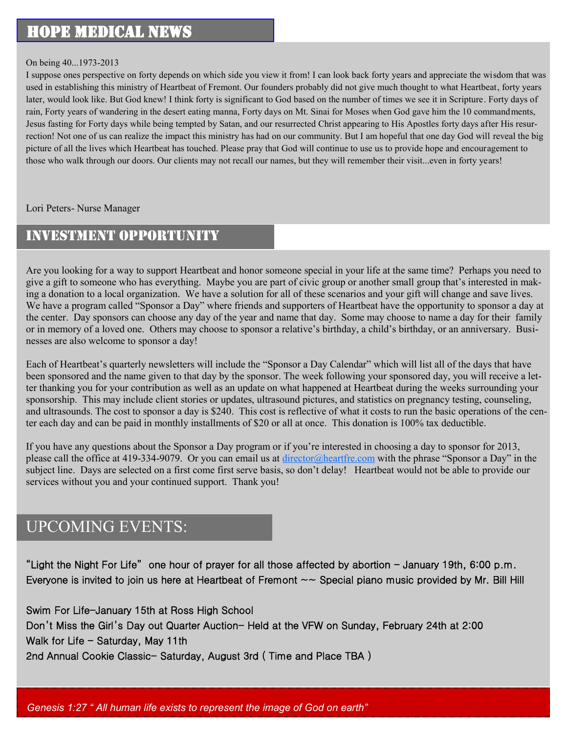## HOPE MEDICAL NEWS

On being 40...1973-2013

I suppose ones perspective on forty depends on which side you view it from! I can look back forty years and appreciate the wisdom that was used in establishing this ministry of Heartbeat of Fremont. Our founders probably did not give much thought to what Heartbeat, forty years later, would look like. But God knew! I think forty is significant to God based on the number of times we see it in Scripture. Forty days of rain, Forty years of wandering in the desert eating manna, Forty days on Mt. Sinai for Moses when God gave him the 10 commandments, Jesus fasting for Forty days while being tempted by Satan, and our resurrected Christ appearing to His Apostles forty days after His resurrection! Not one of us can realize the impact this ministry has had on our community. But I am hopeful that one day God will reveal the big picture of all the lives which Heartbeat has touched. Please pray that God will continue to use us to provide hope and encouragement to those who walk through our doors. Our clients may not recall our names, but they will remember their visit...even in forty years!

Lori Peters- Nurse Manager

## INVESTMENT OPPORTUNITY

Are you looking for a way to support Heartbeat and honor someone special in your life at the same time? Perhaps you need to give a gift to someone who has everything. Maybe you are part of civic group or another small group that's interested in making a donation to a local organization. We have a solution for all of these scenarios and your gift will change and save lives. We have a program called "Sponsor a Day" where friends and supporters of Heartbeat have the opportunity to sponsor a day at the center. Day sponsors can choose any day of the year and name that day. Some may choose to name a day for their family or in memory of a loved one. Others may choose to sponsor a relative's birthday, a child's birthday, or an anniversary. Businesses are also welcome to sponsor a day!

Each of Heartbeat's quarterly newsletters will include the "Sponsor a Day Calendar" which will list all of the days that have been sponsored and the name given to that day by the sponsor. The week following your sponsored day, you will receive a letter thanking you for your contribution as well as an update on what happened at Heartbeat during the weeks surrounding your sponsorship. This may include client stories or updates, ultrasound pictures, and statistics on pregnancy testing, counseling, and ultrasounds. The cost to sponsor a day is $240. This cost is reflective of what it costs to run the basic operations of the center each day and can be paid in monthly installments of $20 or all at once. This donation is 100% tax deductible.

If you have any questions about the Sponsor a Day program or if you're interested in choosing a day to sponsor for 2013, please call the office at 419-334-9079. Or you can email us at director@heartfre.com with the phrase "Sponsor a Day" in the subject line. Days are selected on a first come first serve basis, so don't delay! Heartbeat would not be able to provide our services without you and your continued support. Thank you!

## UPCOMING EVENTS:

"Light the Night For Life" one hour of prayer for all those affected by abortion – January 19th, 6:00 p.m.
Everyone is invited to join us here at Heartbeat of Fremont ~~ Special piano music provided by Mr. Bill Hill

Swim For Life–January 15th at Ross High School
Don't Miss the Girl's Day out Quarter Auction– Held at the VFW on Sunday, February 24th at 2:00
Walk for Life – Saturday, May 11th
2nd Annual Cookie Classic– Saturday, August 3rd ( Time and Place TBA )

*Genesis 1:27 " All human life exists to represent the image of God on earth"*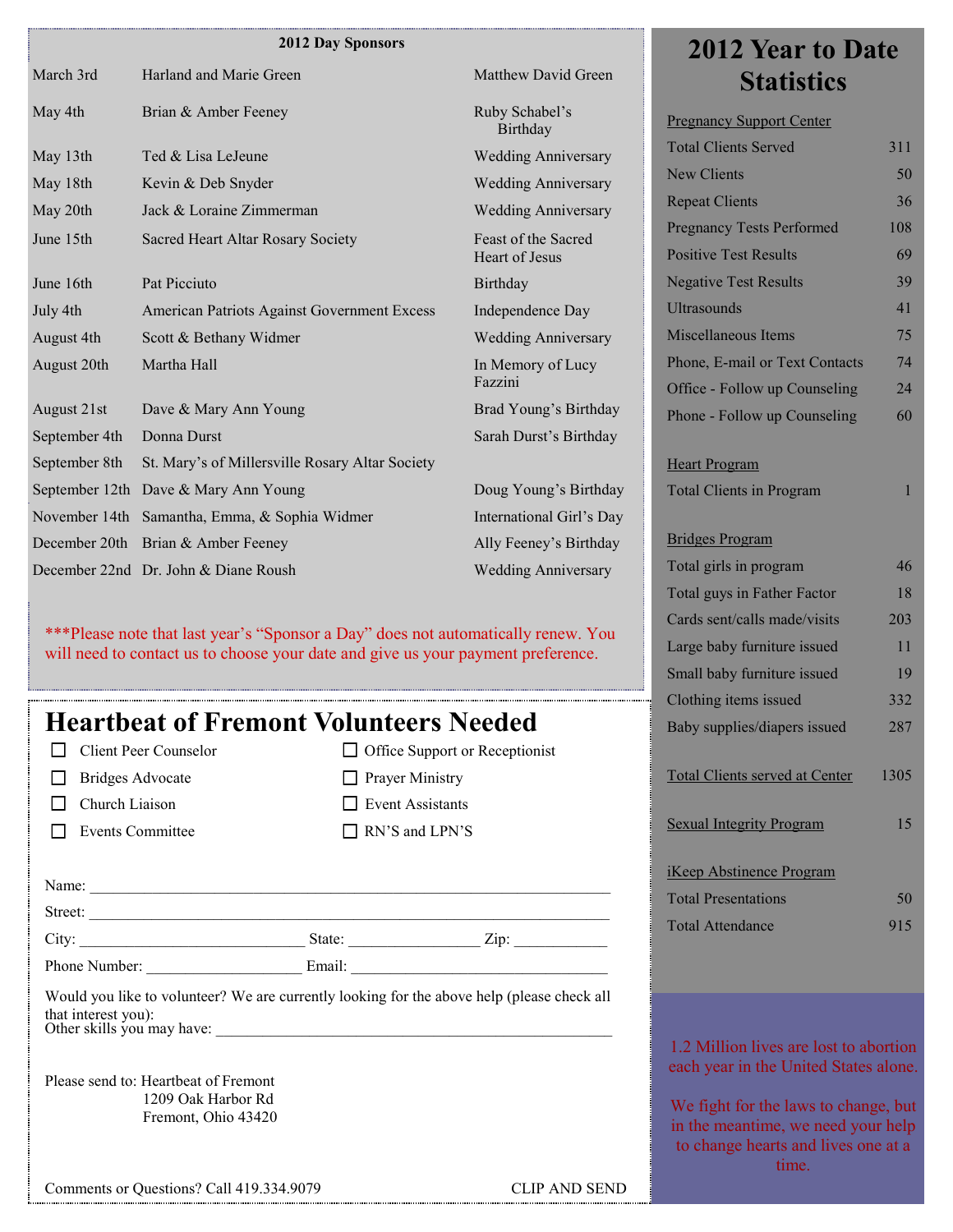## 2012 Day Sponsors

| Date | Sponsor | Occasion |
|---|---|---|
| March 3rd | Harland and Marie Green | Matthew David Green |
| May 4th | Brian & Amber Feeney | Ruby Schabel's Birthday |
| May 13th | Ted & Lisa LeJeune | Wedding Anniversary |
| May 18th | Kevin & Deb Snyder | Wedding Anniversary |
| May 20th | Jack & Loraine Zimmerman | Wedding Anniversary |
| June 15th | Sacred Heart Altar Rosary Society | Feast of the Sacred Heart of Jesus |
| June 16th | Pat Picciuto | Birthday |
| July 4th | American Patriots Against Government Excess | Independence Day |
| August 4th | Scott & Bethany Widmer | Wedding Anniversary |
| August 20th | Martha Hall | In Memory of Lucy Fazzini |
| August 21st | Dave & Mary Ann Young | Brad Young's Birthday |
| September 4th | Donna Durst | Sarah Durst's Birthday |
| September 8th | St. Mary's of Millersville Rosary Altar Society | |
| September 12th | Dave & Mary Ann Young | Doug Young's Birthday |
| November 14th | Samantha, Emma, & Sophia Widmer | International Girl's Day |
| December 20th | Brian & Amber Feeney | Ally Feeney's Birthday |
| December 22nd | Dr. John & Diane Roush | Wedding Anniversary |

***Please note that last year's "Sponsor a Day" does not automatically renew. You will need to contact us to choose your date and give us your payment preference.

# Heartbeat of Fremont Volunteers Needed

- ☐ Client Peer Counselor
- ☐ Bridges Advocate
- ☐ Church Liaison
- ☐ Events Committee
- ☐ Office Support or Receptionist
- ☐ Prayer Ministry
- ☐ Event Assistants
- ☐ RN'S and LPN'S

Name: ______________________________________________

Street: ______________________________________________

City: ____________________ State: ______________ Zip: __________

Phone Number: _________________ Email: ____________________________

Would you like to volunteer? We are currently looking for the above help (please check all that interest you):

Other skills you may have: ____________________________________

Please send to: Heartbeat of Fremont
1209 Oak Harbor Rd
Fremont, Ohio 43420

Comments or Questions? Call 419.334.9079

CLIP AND SEND

# 2012 Year to Date Statistics

**Pregnancy Support Center**

| | |
|---|---|
| Total Clients Served | 311 |
| New Clients | 50 |
| Repeat Clients | 36 |
| Pregnancy Tests Performed | 108 |
| Positive Test Results | 69 |
| Negative Test Results | 39 |
| Ultrasounds | 41 |
| Miscellaneous Items | 75 |
| Phone, E-mail or Text Contacts | 74 |
| Office - Follow up Counseling | 24 |
| Phone - Follow up Counseling | 60 |

**Heart Program**

| | |
|---|---|
| Total Clients in Program | 1 |

**Bridges Program**

| | |
|---|---|
| Total girls in program | 46 |
| Total guys in Father Factor | 18 |
| Cards sent/calls made/visits | 203 |
| Large baby furniture issued | 11 |
| Small baby furniture issued | 19 |
| Clothing items issued | 332 |
| Baby supplies/diapers issued | 287 |

| | |
|---|---|
| Total Clients served at Center | 1305 |
| Sexual Integrity Program | 15 |

**iKeep Abstinence Program**

| | |
|---|---|
| Total Presentations | 50 |
| Total Attendance | 915 |

1.2 Million lives are lost to abortion each year in the United States alone.

We fight for the laws to change, but in the meantime, we need your help to change hearts and lives one at a time.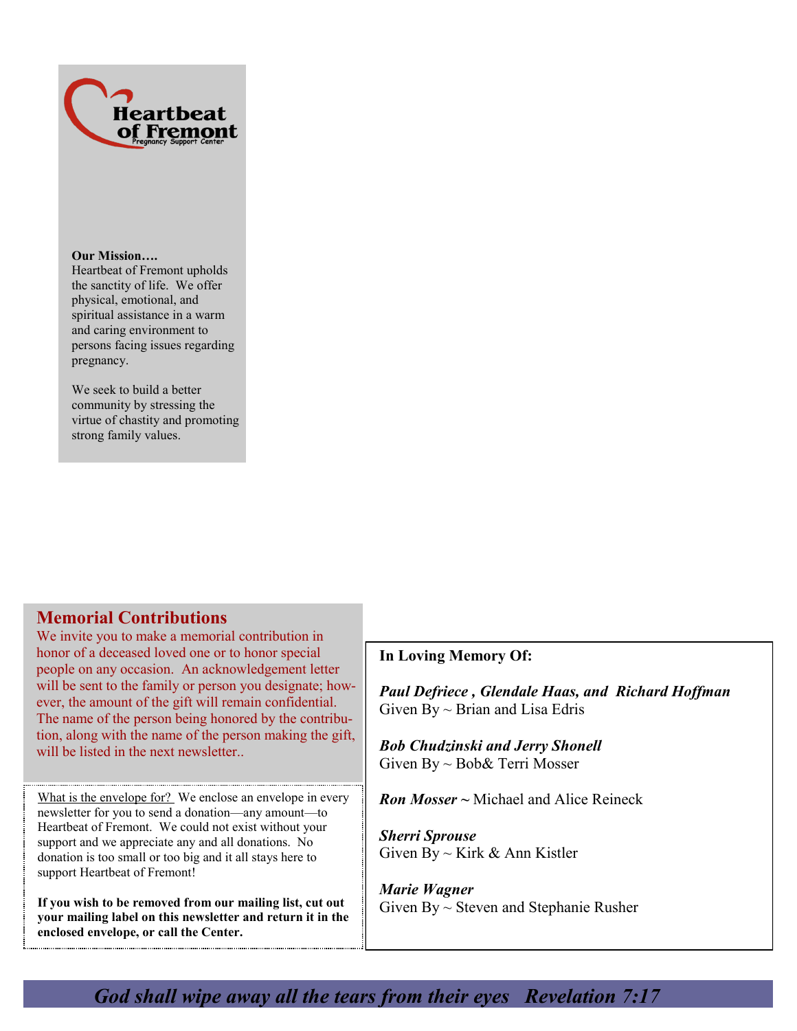Heartbeat of Fremont
Pregnancy Support Center

**Our Mission….**
Heartbeat of Fremont upholds the sanctity of life. We offer physical, emotional, and spiritual assistance in a warm and caring environment to persons facing issues regarding pregnancy.

We seek to build a better community by stressing the virtue of chastity and promoting strong family values.

## Memorial Contributions

We invite you to make a memorial contribution in honor of a deceased loved one or to honor special people on any occasion. An acknowledgement letter will be sent to the family or person you designate; however, the amount of the gift will remain confidential. The name of the person being honored by the contribution, along with the name of the person making the gift, will be listed in the next newsletter..

What is the envelope for? We enclose an envelope in every newsletter for you to send a donation—any amount—to Heartbeat of Fremont. We could not exist without your support and we appreciate any and all donations. No donation is too small or too big and it all stays here to support Heartbeat of Fremont!

**If you wish to be removed from our mailing list, cut out your mailing label on this newsletter and return it in the enclosed envelope, or call the Center.**

**In Loving Memory Of:**

***Paul Defriece , Glendale Haas, and Richard Hoffman***
Given By ~ Brian and Lisa Edris

***Bob Chudzinski and Jerry Shonell***
Given By ~ Bob& Terri Mosser

***Ron Mosser ~*** Michael and Alice Reineck

***Sherri Sprouse***
Given By ~ Kirk & Ann Kistler

***Marie Wagner***
Given By ~ Steven and Stephanie Rusher

*God shall wipe away all the tears from their eyes Revelation 7:17*